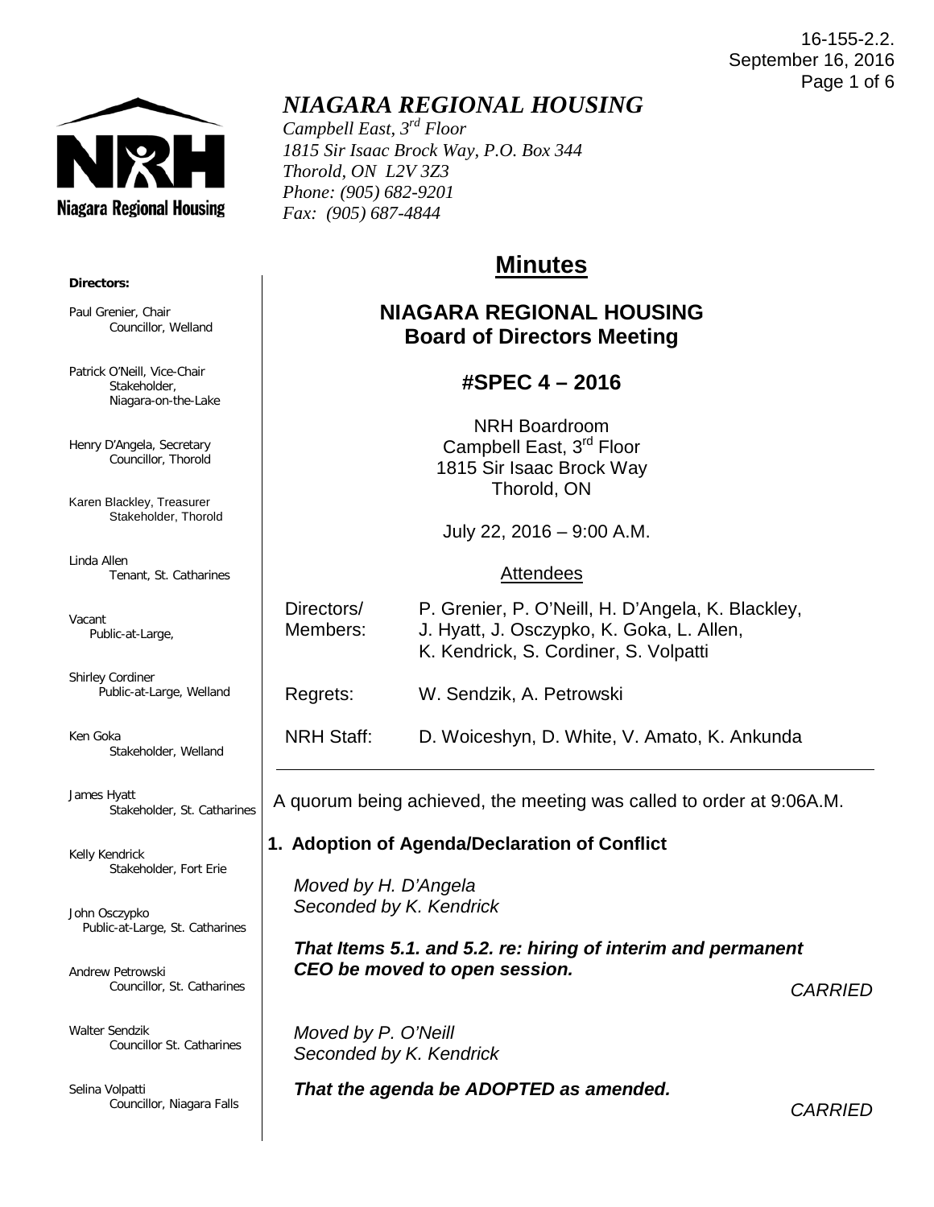16-155-2.2.
September 16, 2016

# *NIAGARA REGIONAL HOUSING*

*Campbell East, 3rd Floor*
*1815 Sir Isaac Brock Way, P.O. Box 344*
*Thorold, ON L2V 3Z3*
*Phone: (905) 682-9201*
*Fax: (905) 687-4844*

**Directors:**

Paul Grenier, Chair
Councillor, Welland

Patrick O'Neill, Vice-Chair
Stakeholder,
Niagara-on-the-Lake

Henry D'Angela, Secretary
Councillor, Thorold

Karen Blackley, Treasurer
Stakeholder, Thorold

Linda Allen
Tenant, St. Catharines

Vacant
Public-at-Large,

Shirley Cordiner
Public-at-Large, Welland

Ken Goka
Stakeholder, Welland

James Hyatt
Stakeholder, St. Catharines

Kelly Kendrick
Stakeholder, Fort Erie

John Osczypko
Public-at-Large, St. Catharines

Andrew Petrowski
Councillor, St. Catharines

Walter Sendzik
Councillor St. Catharines

Selina Volpatti
Councillor, Niagara Falls

# Minutes

## NIAGARA REGIONAL HOUSING
## Board of Directors Meeting

## #SPEC 4 – 2016

NRH Boardroom
Campbell East, 3rd Floor
1815 Sir Isaac Brock Way
Thorold, ON

July 22, 2016 – 9:00 A.M.

Attendees

| | |
|---|---|
| Directors/ Members: | P. Grenier, P. O'Neill, H. D'Angela, K. Blackley, J. Hyatt, J. Osczypko, K. Goka, L. Allen, K. Kendrick, S. Cordiner, S. Volpatti |
| Regrets: | W. Sendzik, A. Petrowski |
| NRH Staff: | D. Woiceshyn, D. White, V. Amato, K. Ankunda |

A quorum being achieved, the meeting was called to order at 9:06A.M.

### 1. Adoption of Agenda/Declaration of Conflict

*Moved by H. D'Angela*
*Seconded by K. Kendrick*

***That Items 5.1. and 5.2. re: hiring of interim and permanent CEO be moved to open session.***

*CARRIED*

*Moved by P. O'Neill*
*Seconded by K. Kendrick*

***That the agenda be ADOPTED as amended.***

*CARRIED*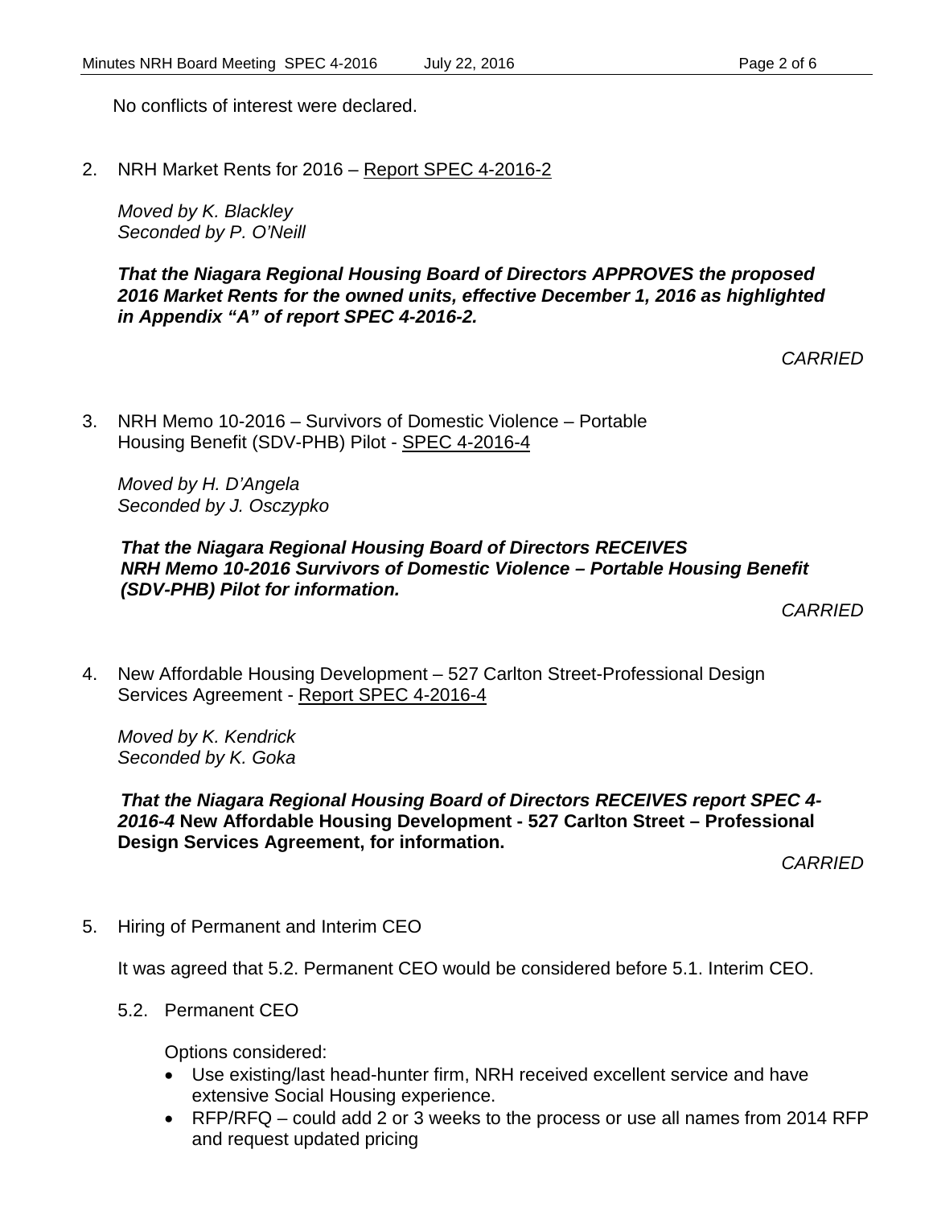No conflicts of interest were declared.

2. NRH Market Rents for 2016 – Report SPEC 4-2016-2

   *Moved by K. Blackley*
   *Seconded by P. O'Neill*

   ***That the Niagara Regional Housing Board of Directors APPROVES the proposed 2016 Market Rents for the owned units, effective December 1, 2016 as highlighted in Appendix "A" of report SPEC 4-2016-2.***

   *CARRIED*

3. NRH Memo 10-2016 – Survivors of Domestic Violence – Portable Housing Benefit (SDV-PHB) Pilot - SPEC 4-2016-4

   *Moved by H. D'Angela*
   *Seconded by J. Osczypko*

   ***That the Niagara Regional Housing Board of Directors RECEIVES NRH Memo 10-2016 Survivors of Domestic Violence – Portable Housing Benefit (SDV-PHB) Pilot for information.***

   *CARRIED*

4. New Affordable Housing Development – 527 Carlton Street-Professional Design Services Agreement - Report SPEC 4-2016-4

   *Moved by K. Kendrick*
   *Seconded by K. Goka*

   ***That the Niagara Regional Housing Board of Directors RECEIVES report SPEC 4-2016-4*** **New Affordable Housing Development - 527 Carlton Street – Professional Design Services Agreement, for information.**

   *CARRIED*

5. Hiring of Permanent and Interim CEO

   It was agreed that 5.2. Permanent CEO would be considered before 5.1. Interim CEO.

   5.2. Permanent CEO

   Options considered:

   - Use existing/last head-hunter firm, NRH received excellent service and have extensive Social Housing experience.
   - RFP/RFQ – could add 2 or 3 weeks to the process or use all names from 2014 RFP and request updated pricing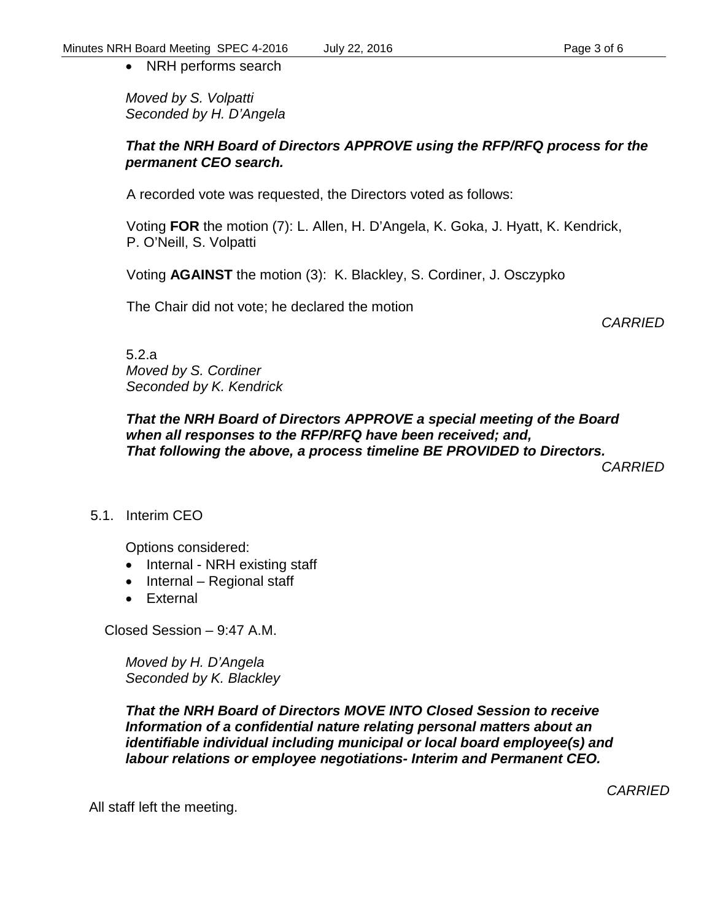- NRH performs search

*Moved by S. Volpatti*
*Seconded by H. D'Angela*

***That the NRH Board of Directors APPROVE using the RFP/RFQ process for the permanent CEO search.***

A recorded vote was requested, the Directors voted as follows:

Voting **FOR** the motion (7): L. Allen, H. D'Angela, K. Goka, J. Hyatt, K. Kendrick, P. O'Neill, S. Volpatti

Voting **AGAINST** the motion (3): K. Blackley, S. Cordiner, J. Osczypko

The Chair did not vote; he declared the motion

*CARRIED*

5.2.a
*Moved by S. Cordiner*
*Seconded by K. Kendrick*

***That the NRH Board of Directors APPROVE a special meeting of the Board when all responses to the RFP/RFQ have been received; and,***
***That following the above, a process timeline BE PROVIDED to Directors.***

*CARRIED*

5.1. Interim CEO

Options considered:

- Internal - NRH existing staff
- Internal – Regional staff
- External

Closed Session – 9:47 A.M.

*Moved by H. D'Angela*
*Seconded by K. Blackley*

***That the NRH Board of Directors MOVE INTO Closed Session to receive Information of a confidential nature relating personal matters about an identifiable individual including municipal or local board employee(s) and labour relations or employee negotiations- Interim and Permanent CEO.***

*CARRIED*

All staff left the meeting.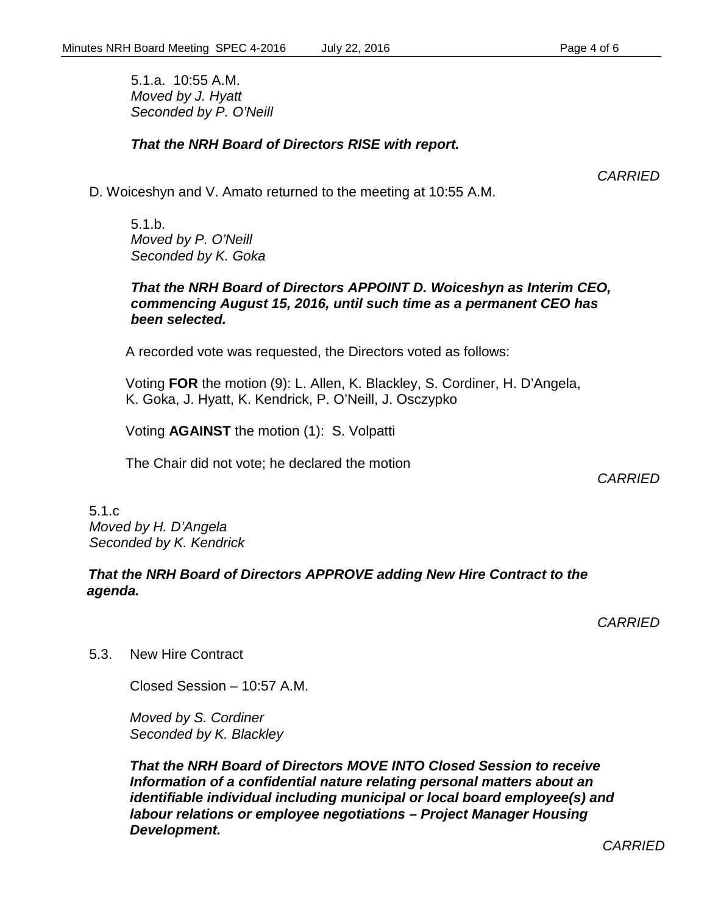5.1.a. 10:55 A.M.
*Moved by J. Hyatt*
*Seconded by P. O'Neill*

***That the NRH Board of Directors RISE with report.***

*CARRIED*

D. Woiceshyn and V. Amato returned to the meeting at 10:55 A.M.

5.1.b.
*Moved by P. O'Neill*
*Seconded by K. Goka*

***That the NRH Board of Directors APPOINT D. Woiceshyn as Interim CEO, commencing August 15, 2016, until such time as a permanent CEO has been selected.***

A recorded vote was requested, the Directors voted as follows:

Voting **FOR** the motion (9): L. Allen, K. Blackley, S. Cordiner, H. D'Angela, K. Goka, J. Hyatt, K. Kendrick, P. O'Neill, J. Osczypko

Voting **AGAINST** the motion (1): S. Volpatti

The Chair did not vote; he declared the motion

*CARRIED*

5.1.c
*Moved by H. D'Angela*
*Seconded by K. Kendrick*

***That the NRH Board of Directors APPROVE adding New Hire Contract to the agenda.***

*CARRIED*

5.3. New Hire Contract

Closed Session – 10:57 A.M.

*Moved by S. Cordiner*
*Seconded by K. Blackley*

***That the NRH Board of Directors MOVE INTO Closed Session to receive Information of a confidential nature relating personal matters about an identifiable individual including municipal or local board employee(s) and labour relations or employee negotiations – Project Manager Housing Development.***

*CARRIED*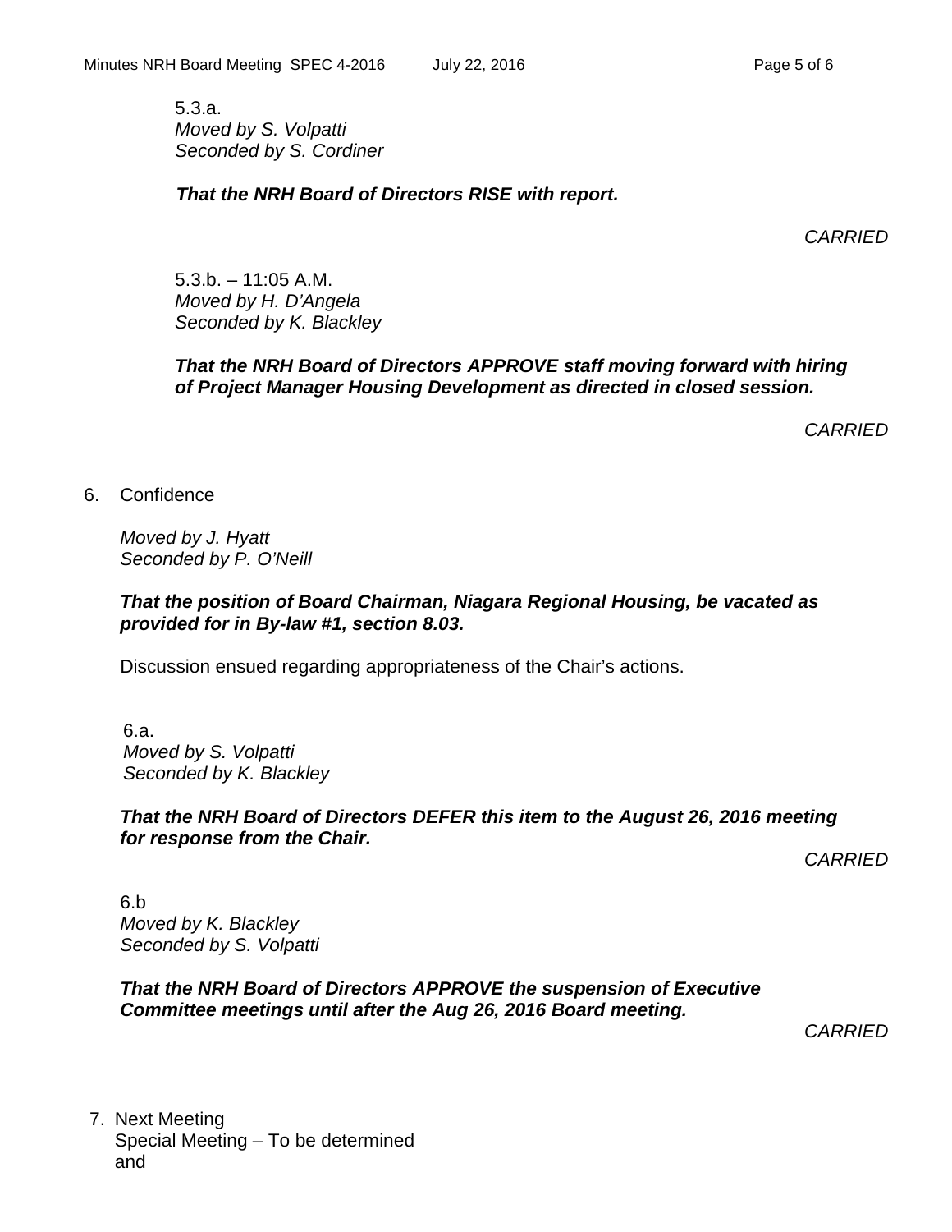5.3.a.
*Moved by S. Volpatti*
*Seconded by S. Cordiner*

***That the NRH Board of Directors RISE with report.***

*CARRIED*

5.3.b. – 11:05 A.M.
*Moved by H. D'Angela*
*Seconded by K. Blackley*

***That the NRH Board of Directors APPROVE staff moving forward with hiring of Project Manager Housing Development as directed in closed session.***

*CARRIED*

6. Confidence

*Moved by J. Hyatt*
*Seconded by P. O'Neill*

***That the position of Board Chairman, Niagara Regional Housing, be vacated as provided for in By-law #1, section 8.03.***

Discussion ensued regarding appropriateness of the Chair's actions.

6.a.
*Moved by S. Volpatti*
*Seconded by K. Blackley*

***That the NRH Board of Directors DEFER this item to the August 26, 2016 meeting for response from the Chair.***

*CARRIED*

6.b
*Moved by K. Blackley*
*Seconded by S. Volpatti*

***That the NRH Board of Directors APPROVE the suspension of Executive Committee meetings until after the Aug 26, 2016 Board meeting.***

*CARRIED*

7. Next Meeting
Special Meeting – To be determined
and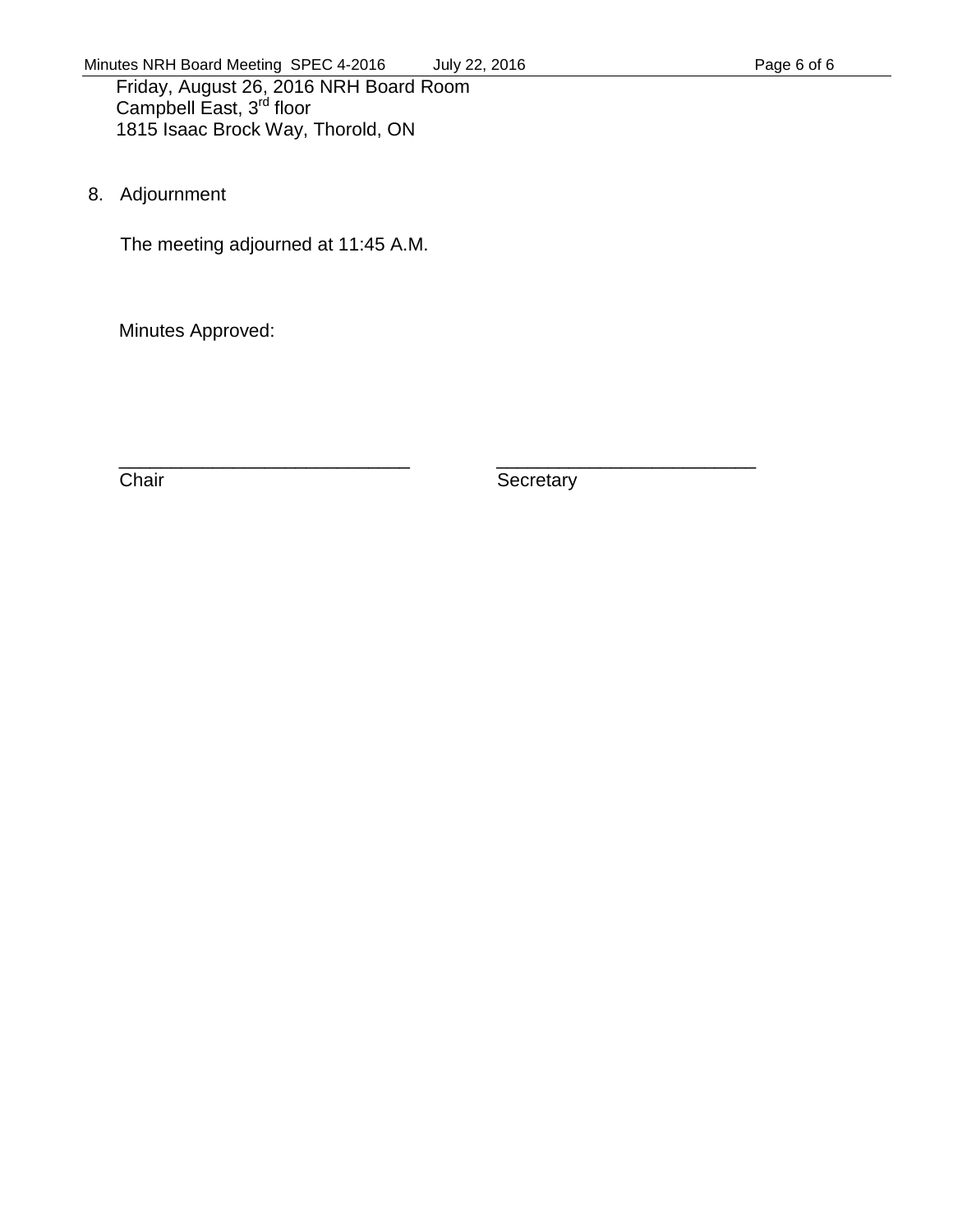Friday, August 26, 2016 NRH Board Room
Campbell East, 3rd floor
1815 Isaac Brock Way, Thorold, ON

8. Adjournment

The meeting adjourned at 11:45 A.M.

Minutes Approved:

\_\_\_\_\_\_\_\_\_\_\_\_\_\_\_\_\_\_\_\_\_\_\_\_\_\_\_\_ \_\_\_\_\_\_\_\_\_\_\_\_\_\_\_\_\_\_\_\_\_\_\_\_\_\_\_\_

Chair Secretary